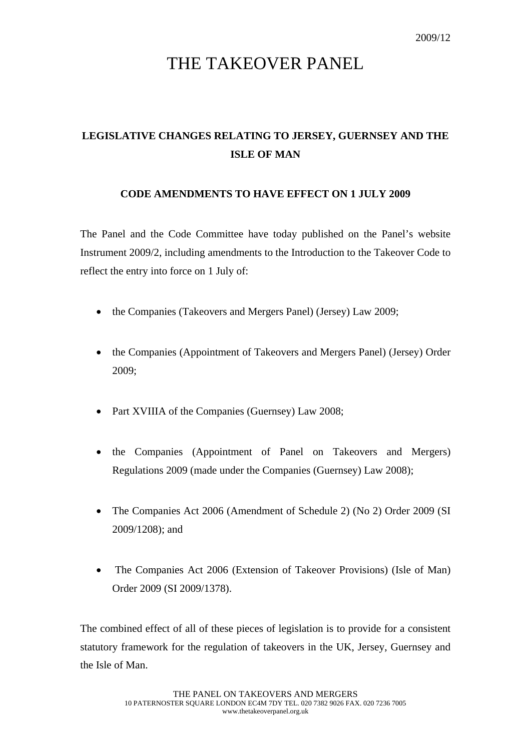2009/12

# THE TAKEOVER PANEL

## LEGISLATIVE CHANGES RELATING TO JERSEY, GUERNSEY AND THE ISLE OF MAN

### CODE AMENDMENTS TO HAVE EFFECT ON 1 JULY 2009

The Panel and the Code Committee have today published on the Panel's website Instrument 2009/2, including amendments to the Introduction to the Takeover Code to reflect the entry into force on 1 July of:

- the Companies (Takeovers and Mergers Panel) (Jersey) Law 2009;
- the Companies (Appointment of Takeovers and Mergers Panel) (Jersey) Order 2009;
- Part XVIIIA of the Companies (Guernsey) Law 2008;
- the Companies (Appointment of Panel on Takeovers and Mergers) Regulations 2009 (made under the Companies (Guernsey) Law 2008);
- The Companies Act 2006 (Amendment of Schedule 2) (No 2) Order 2009 (SI 2009/1208); and
- The Companies Act 2006 (Extension of Takeover Provisions) (Isle of Man) Order 2009 (SI 2009/1378).

The combined effect of all of these pieces of legislation is to provide for a consistent statutory framework for the regulation of takeovers in the UK, Jersey, Guernsey and the Isle of Man.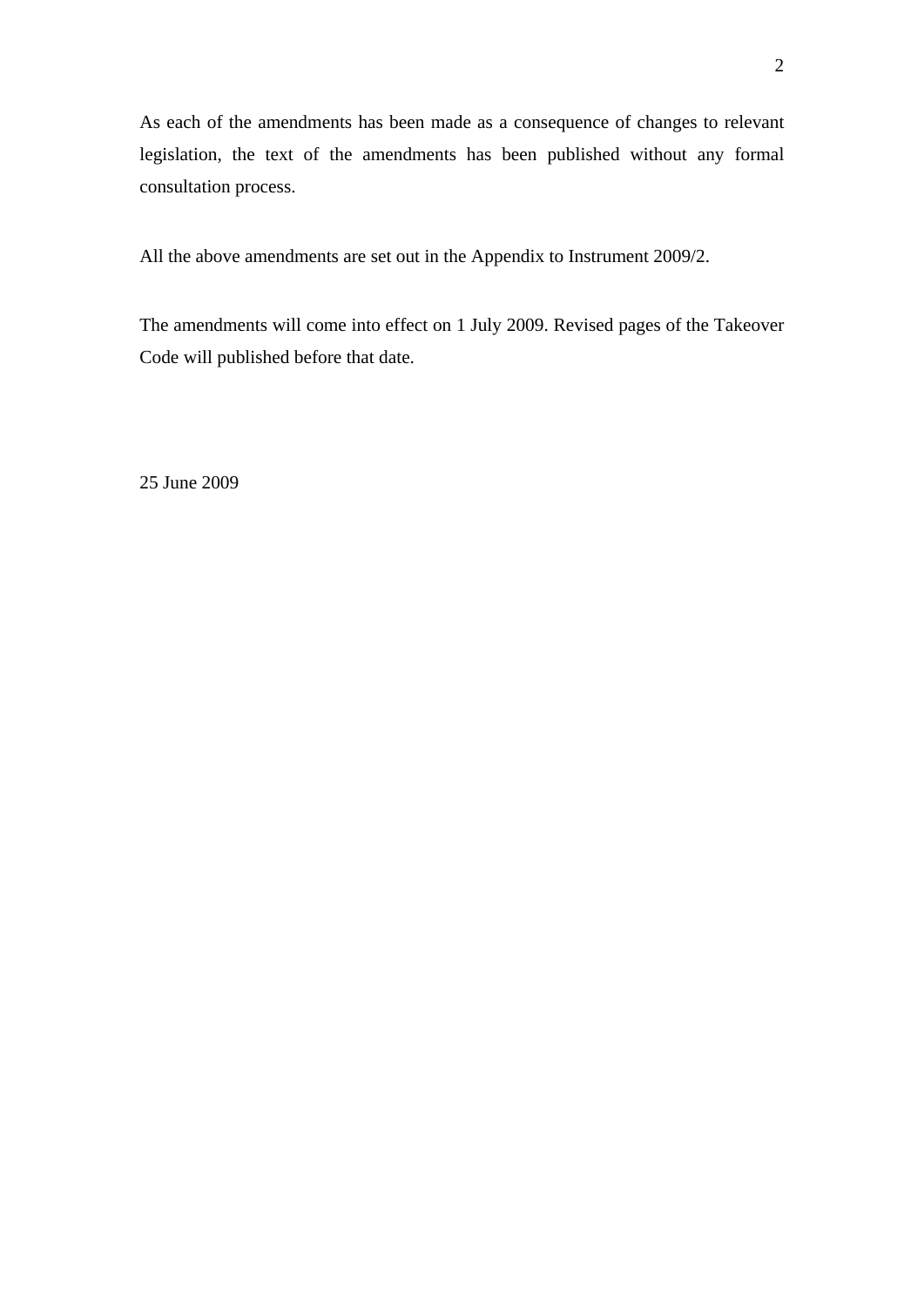As each of the amendments has been made as a consequence of changes to relevant legislation, the text of the amendments has been published without any formal consultation process.

All the above amendments are set out in the Appendix to Instrument 2009/2.

The amendments will come into effect on 1 July 2009. Revised pages of the Takeover Code will published before that date.

25 June 2009